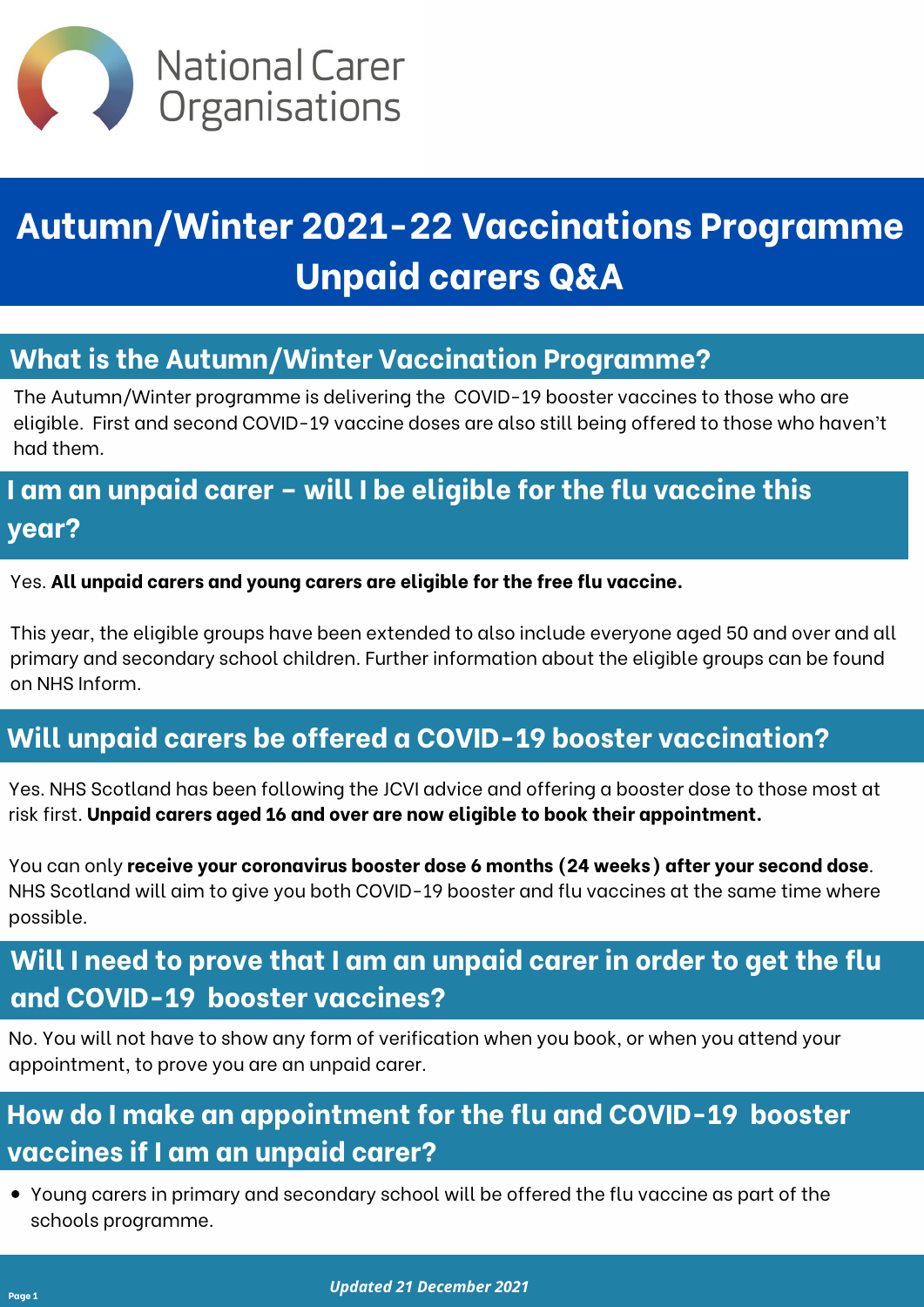National Carer Organisations

# Autumn/Winter 2021-22 Vaccinations Programme Unpaid carers Q&A

## What is the Autumn/Winter Vaccination Programme?

The Autumn/Winter programme is delivering the COVID-19 booster vaccines to those who are eligible. First and second COVID-19 vaccine doses are also still being offered to those who haven't had them.

## I am an unpaid carer – will I be eligible for the flu vaccine this year?

Yes. **All unpaid carers and young carers are eligible for the free flu vaccine.**

This year, the eligible groups have been extended to also include everyone aged 50 and over and all primary and secondary school children. Further information about the eligible groups can be found on NHS Inform.

## Will unpaid carers be offered a COVID-19 booster vaccination?

Yes. NHS Scotland has been following the JCVI advice and offering a booster dose to those most at risk first. **Unpaid carers aged 16 and over are now eligible to book their appointment.**

You can only **receive your coronavirus booster dose 6 months (24 weeks) after your second dose**. NHS Scotland will aim to give you both COVID-19 booster and flu vaccines at the same time where possible.

## Will I need to prove that I am an unpaid carer in order to get the flu and COVID-19 booster vaccines?

No. You will not have to show any form of verification when you book, or when you attend your appointment, to prove you are an unpaid carer.

## How do I make an appointment for the flu and COVID-19 booster vaccines if I am an unpaid carer?

- Young carers in primary and secondary school will be offered the flu vaccine as part of the schools programme.

*Updated 21 December 2021*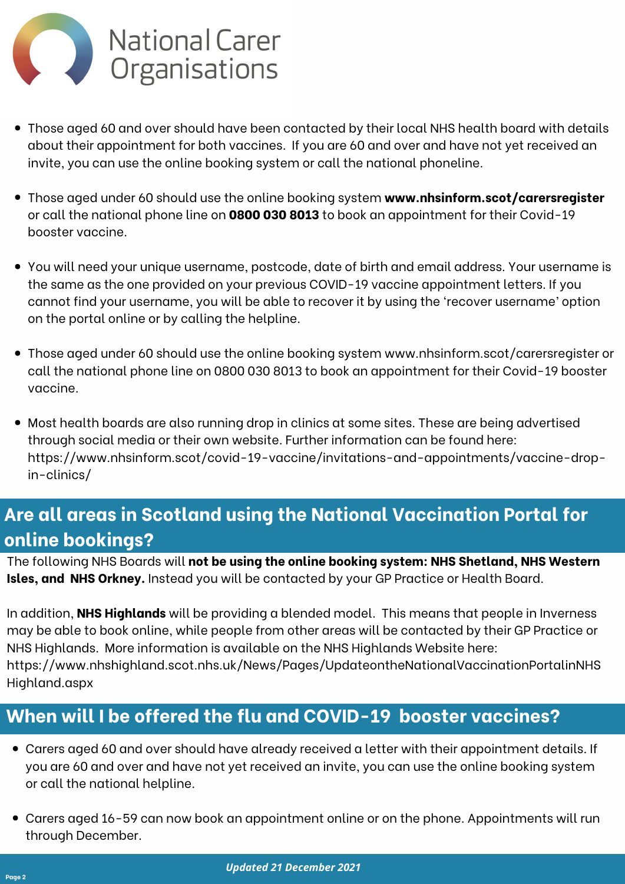- Those aged 60 and over should have been contacted by their local NHS health board with details about their appointment for both vaccines.  If you are 60 and over and have not yet received an invite, you can use the online booking system or call the national phoneline.

- Those aged under 60 should use the online booking system **www.nhsinform.scot/carersregister** or call the national phone line on **0800 030 8013** to book an appointment for their Covid-19 booster vaccine.

- You will need your unique username, postcode, date of birth and email address. Your username is the same as the one provided on your previous COVID-19 vaccine appointment letters. If you cannot find your username, you will be able to recover it by using the 'recover username' option on the portal online or by calling the helpline.

- Those aged under 60 should use the online booking system www.nhsinform.scot/carersregister or call the national phone line on 0800 030 8013 to book an appointment for their Covid-19 booster vaccine.

- Most health boards are also running drop in clinics at some sites. These are being advertised through social media or their own website. Further information can be found here: https://www.nhsinform.scot/covid-19-vaccine/invitations-and-appointments/vaccine-drop-in-clinics/

## Are all areas in Scotland using the National Vaccination Portal for online bookings?

The following NHS Boards will **not be using the online booking system: NHS Shetland, NHS Western Isles, and  NHS Orkney.** Instead you will be contacted by your GP Practice or Health Board.

In addition, **NHS Highlands** will be providing a blended model.  This means that people in Inverness may be able to book online, while people from other areas will be contacted by their GP Practice or NHS Highlands.  More information is available on the NHS Highlands Website here: https://www.nhshighland.scot.nhs.uk/News/Pages/UpdateontheNationalVaccinationPortalinNHSHighland.aspx

## When will I be offered the flu and COVID-19  booster vaccines?

- Carers aged 60 and over should have already received a letter with their appointment details. If you are 60 and over and have not yet received an invite, you can use the online booking system or call the national helpline.

- Carers aged 16-59 can now book an appointment online or on the phone. Appointments will run through December.

***Updated 21 December 2021***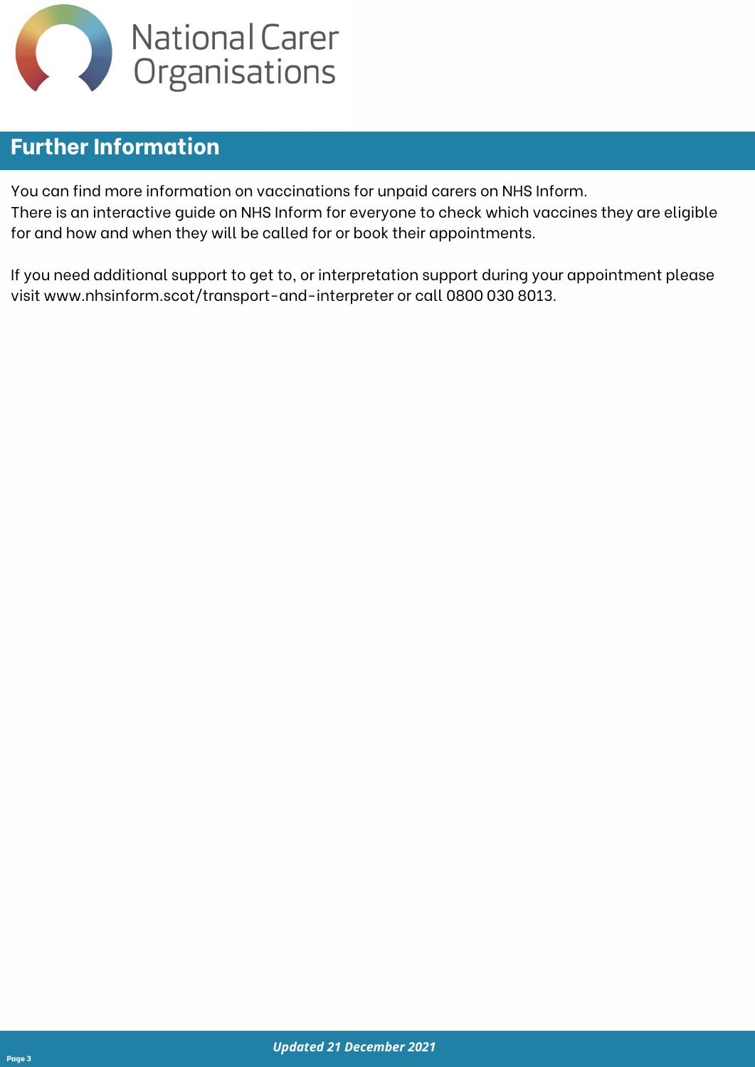National Carer Organisations

## Further Information

You can find more information on vaccinations for unpaid carers on NHS Inform.
There is an interactive guide on NHS Inform for everyone to check which vaccines they are eligible for and how and when they will be called for or book their appointments.

If you need additional support to get to, or interpretation support during your appointment please visit www.nhsinform.scot/transport-and-interpreter or call 0800 030 8013.

***Updated 21 December 2021***